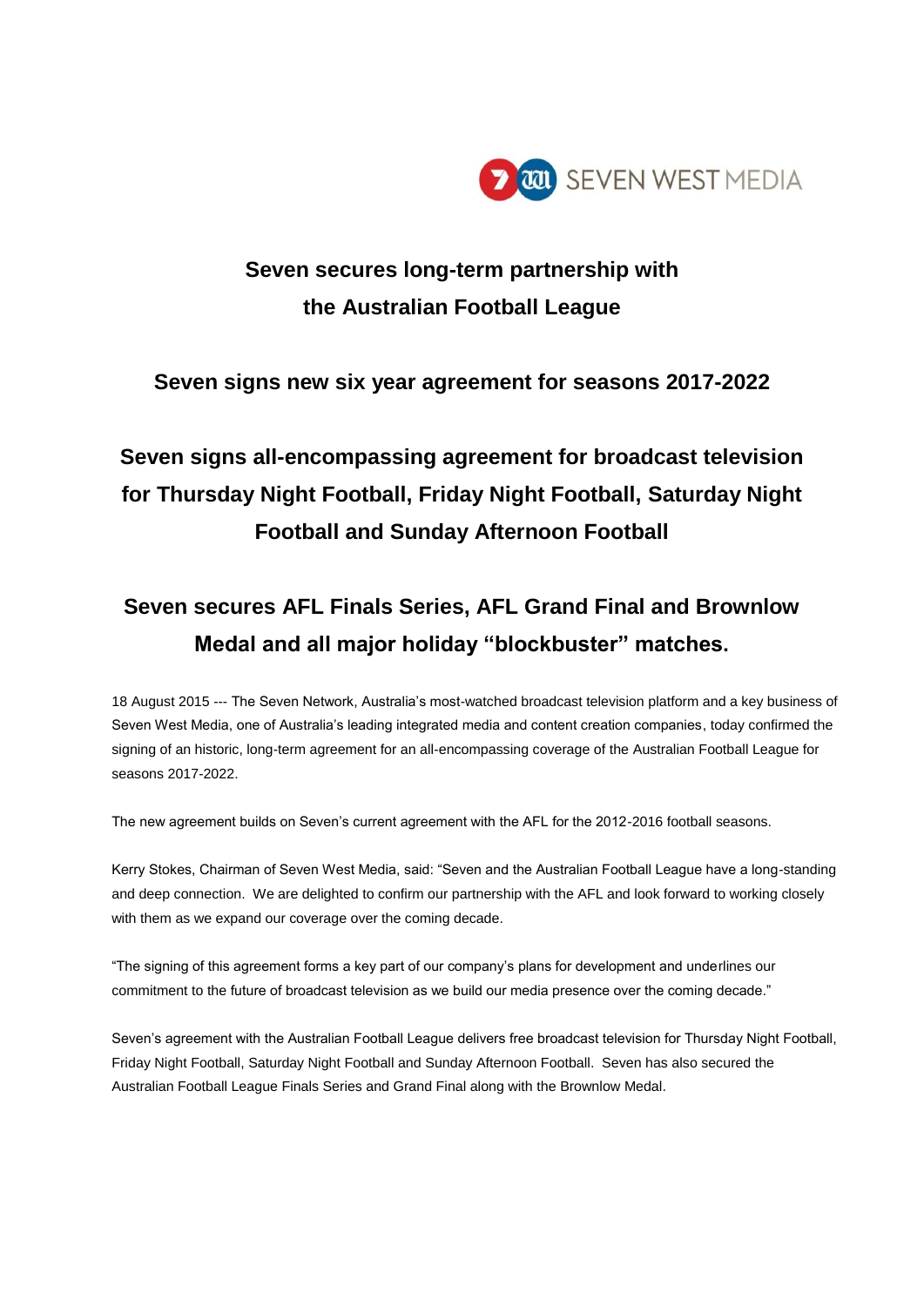# Seven secures long-term partnership with the Australian Football League

## Seven signs new six year agreement for seasons 2017-2022

## Seven signs all-encompassing agreement for broadcast television for Thursday Night Football, Friday Night Football, Saturday Night Football and Sunday Afternoon Football

## Seven secures AFL Finals Series, AFL Grand Final and Brownlow Medal and all major holiday “blockbuster” matches.

18 August 2015 --- The Seven Network, Australia’s most-watched broadcast television platform and a key business of Seven West Media, one of Australia’s leading integrated media and content creation companies, today confirmed the signing of an historic, long-term agreement for an all-encompassing coverage of the Australian Football League for seasons 2017-2022.

The new agreement builds on Seven’s current agreement with the AFL for the 2012-2016 football seasons.

Kerry Stokes, Chairman of Seven West Media, said: “Seven and the Australian Football League have a long-standing and deep connection. We are delighted to confirm our partnership with the AFL and look forward to working closely with them as we expand our coverage over the coming decade.

“The signing of this agreement forms a key part of our company’s plans for development and underlines our commitment to the future of broadcast television as we build our media presence over the coming decade.”

Seven’s agreement with the Australian Football League delivers free broadcast television for Thursday Night Football, Friday Night Football, Saturday Night Football and Sunday Afternoon Football. Seven has also secured the Australian Football League Finals Series and Grand Final along with the Brownlow Medal.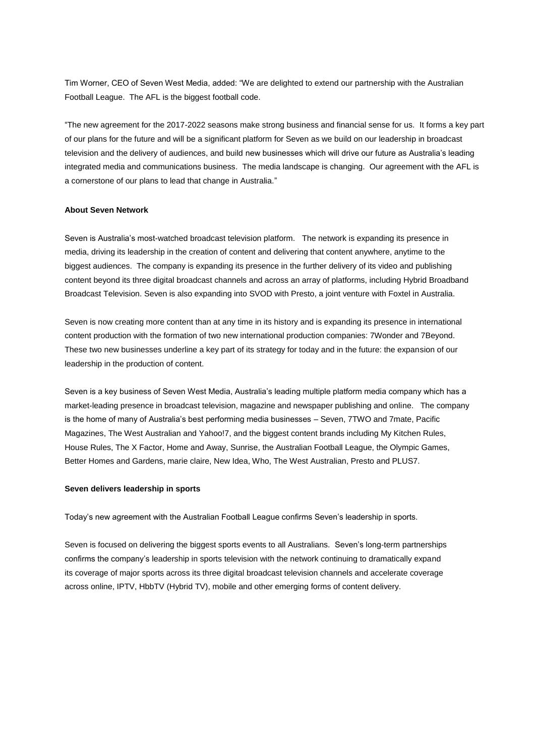Tim Worner, CEO of Seven West Media, added: "We are delighted to extend our partnership with the Australian Football League. The AFL is the biggest football code.

"The new agreement for the 2017-2022 seasons make strong business and financial sense for us. It forms a key part of our plans for the future and will be a significant platform for Seven as we build on our leadership in broadcast television and the delivery of audiences, and build new businesses which will drive our future as Australia's leading integrated media and communications business. The media landscape is changing. Our agreement with the AFL is a cornerstone of our plans to lead that change in Australia."

**About Seven Network**

Seven is Australia's most-watched broadcast television platform. The network is expanding its presence in media, driving its leadership in the creation of content and delivering that content anywhere, anytime to the biggest audiences. The company is expanding its presence in the further delivery of its video and publishing content beyond its three digital broadcast channels and across an array of platforms, including Hybrid Broadband Broadcast Television. Seven is also expanding into SVOD with Presto, a joint venture with Foxtel in Australia.

Seven is now creating more content than at any time in its history and is expanding its presence in international content production with the formation of two new international production companies: 7Wonder and 7Beyond. These two new businesses underline a key part of its strategy for today and in the future: the expansion of our leadership in the production of content.

Seven is a key business of Seven West Media, Australia's leading multiple platform media company which has a market-leading presence in broadcast television, magazine and newspaper publishing and online. The company is the home of many of Australia's best performing media businesses – Seven, 7TWO and 7mate, Pacific Magazines, The West Australian and Yahoo!7, and the biggest content brands including My Kitchen Rules, House Rules, The X Factor, Home and Away, Sunrise, the Australian Football League, the Olympic Games, Better Homes and Gardens, marie claire, New Idea, Who, The West Australian, Presto and PLUS7.

**Seven delivers leadership in sports**

Today's new agreement with the Australian Football League confirms Seven's leadership in sports.

Seven is focused on delivering the biggest sports events to all Australians. Seven's long-term partnerships confirms the company's leadership in sports television with the network continuing to dramatically expand its coverage of major sports across its three digital broadcast television channels and accelerate coverage across online, IPTV, HbbTV (Hybrid TV), mobile and other emerging forms of content delivery.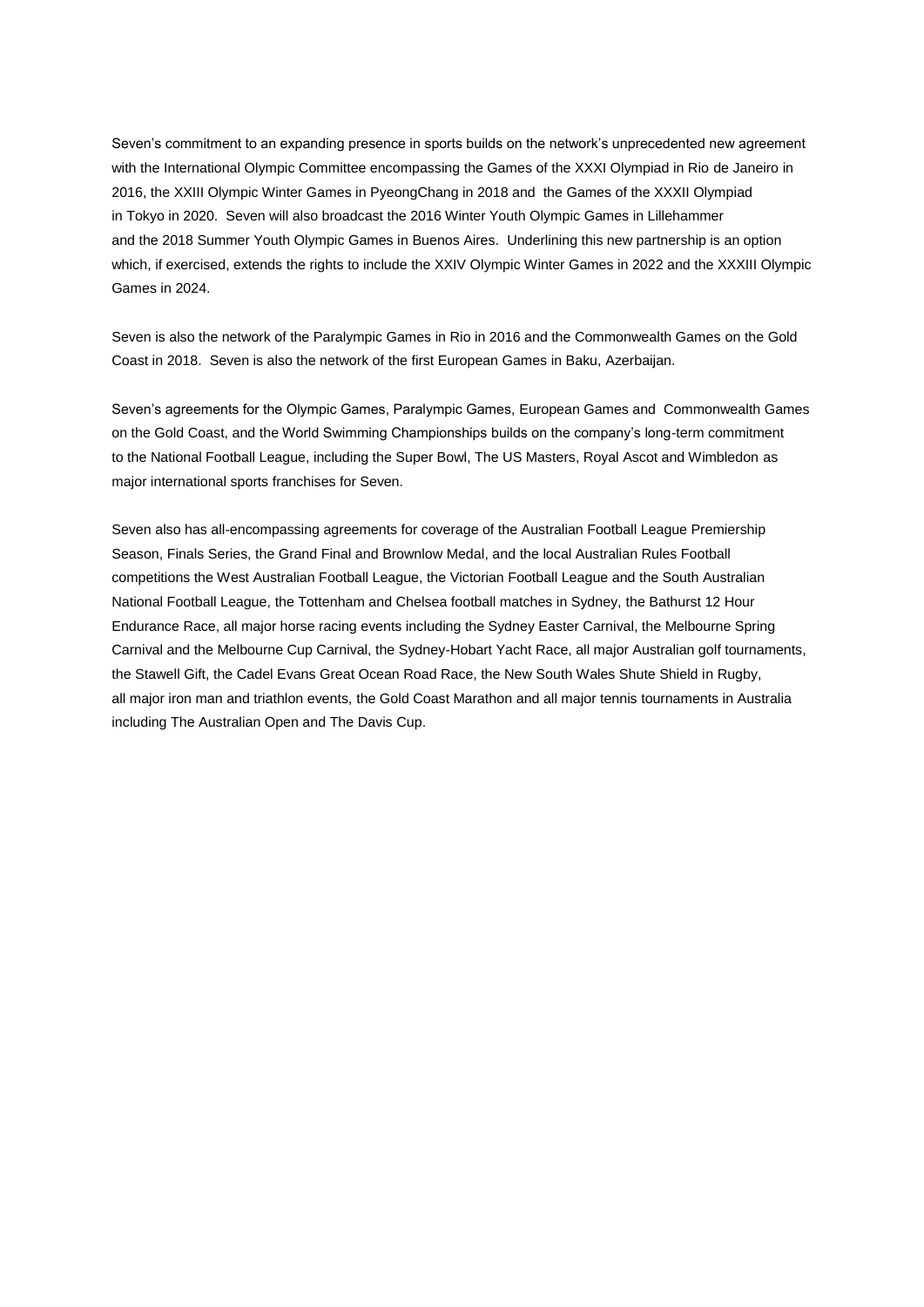Seven's commitment to an expanding presence in sports builds on the network's unprecedented new agreement with the International Olympic Committee encompassing the Games of the XXXI Olympiad in Rio de Janeiro in 2016, the XXIII Olympic Winter Games in PyeongChang in 2018 and the Games of the XXXII Olympiad in Tokyo in 2020. Seven will also broadcast the 2016 Winter Youth Olympic Games in Lillehammer and the 2018 Summer Youth Olympic Games in Buenos Aires. Underlining this new partnership is an option which, if exercised, extends the rights to include the XXIV Olympic Winter Games in 2022 and the XXXIII Olympic Games in 2024.

Seven is also the network of the Paralympic Games in Rio in 2016 and the Commonwealth Games on the Gold Coast in 2018. Seven is also the network of the first European Games in Baku, Azerbaijan.

Seven's agreements for the Olympic Games, Paralympic Games, European Games and Commonwealth Games on the Gold Coast, and the World Swimming Championships builds on the company's long-term commitment to the National Football League, including the Super Bowl, The US Masters, Royal Ascot and Wimbledon as major international sports franchises for Seven.

Seven also has all-encompassing agreements for coverage of the Australian Football League Premiership Season, Finals Series, the Grand Final and Brownlow Medal, and the local Australian Rules Football competitions the West Australian Football League, the Victorian Football League and the South Australian National Football League, the Tottenham and Chelsea football matches in Sydney, the Bathurst 12 Hour Endurance Race, all major horse racing events including the Sydney Easter Carnival, the Melbourne Spring Carnival and the Melbourne Cup Carnival, the Sydney-Hobart Yacht Race, all major Australian golf tournaments, the Stawell Gift, the Cadel Evans Great Ocean Road Race, the New South Wales Shute Shield in Rugby, all major iron man and triathlon events, the Gold Coast Marathon and all major tennis tournaments in Australia including The Australian Open and The Davis Cup.